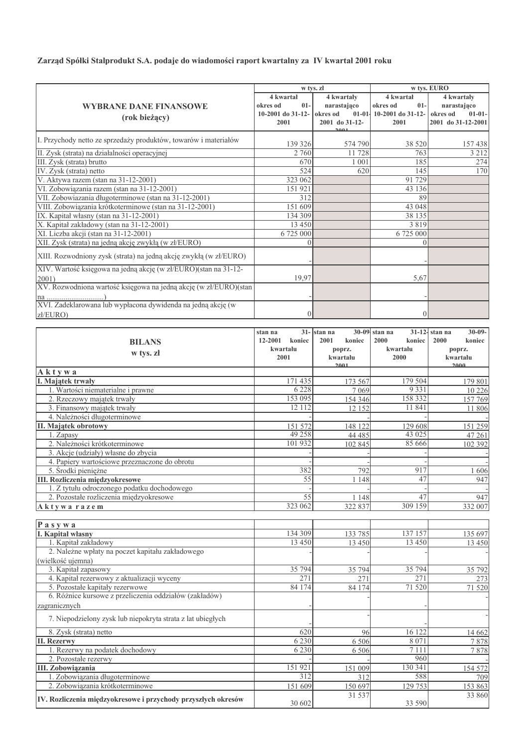**Zarząd Spółki Stalprodukt S.A. podaje do wiadomości raport kwartalny za IV kwartał 2001 roku**

| WYBRANE DANE FINANSOWE (rok bieżący) | w tys. zł | | w tys. EURO | |
|---|---|---|---|---|
| | 4 kwartał okres od 01-10-2001 do 31-12-2001 | 4 kwartały narastająco okres od 01-01-2001 do 31-12-2001 | 4 kwartał okres od 01-10-2001 do 31-12-2001 | 4 kwartały narastająco okres od 01-01-2001 do 31-12-2001 |
| I. Przychody netto ze sprzedaży produktów, towarów i materiałów | 139 326 | 574 790 | 38 520 | 157 438 |
| II. Zysk (strata) na działalności operacyjnej | 2 760 | 11 728 | 763 | 3 212 |
| III. Zysk (strata) brutto | 670 | 1 001 | 185 | 274 |
| IV. Zysk (strata) netto | 524 | 620 | 145 | 170 |
| V. Aktywa razem (stan na 31-12-2001) | 323 062 | | 91 729 | |
| VI. Zobowiązania razem (stan na 31-12-2001) | 151 921 | | 43 136 | |
| VII. Zobowiązania długoterminowe (stan na 31-12-2001) | 312 | | 89 | |
| VIII. Zobowiązania krótkoterminowe (stan na 31-12-2001) | 151 609 | | 43 048 | |
| IX. Kapitał własny (stan na 31-12-2001) | 134 309 | | 38 135 | |
| X. Kapitał zakładowy (stan na 31-12-2001) | 13 450 | | 3 819 | |
| XI. Liczba akcji (stan na 31-12-2001) | 6 725 000 | | 6 725 000 | |
| XII. Zysk (strata) na jedną akcję zwykłą (w zł/EURO) | 0 | | 0 | |
| XIII. Rozwodniony zysk (strata) na jedną akcję zwykłą (w zł/EURO) | - | | - | |
| XIV. Wartość księgowa na jedną akcję (w zł/EURO)(stan na 31-12-2001) | 19,97 | | 5,67 | |
| XV. Rozwodniona wartość księgowa na jedną akcję (w zł/EURO)(stan na ..............................) | - | | - | |
| XVI. Zadeklarowana lub wypłacona dywidenda na jedną akcję (w zł/EURO) | 0 | | 0 | |

| BILANS w tys. zł | stan na 31-12-2001 koniec kwartału 2001 | stan na 30-09-2001 koniec poprz. kwartału 2001 | stan na 31-12-2000 koniec kwartału 2000 | stan na 30-09-2000 koniec poprz. kwartału 2000 |
|---|---|---|---|---|
| **Aktywa** | | | | |
| **I. Majątek trwały** | 171 435 | 173 567 | 179 504 | 179 801 |
| 1. Wartości niematerialne i prawne | 6 228 | 7 069 | 9 331 | 10 226 |
| 2. Rzeczowy majątek trwały | 153 095 | 154 346 | 158 332 | 157 769 |
| 3. Finansowy majątek trwały | 12 112 | 12 152 | 11 841 | 11 806 |
| 4. Należności długoterminowe | - | - | - | - |
| **II. Majątek obrotowy** | 151 572 | 148 122 | 129 608 | 151 259 |
| 1. Zapasy | 49 258 | 44 485 | 43 025 | 47 261 |
| 2. Należności krótkoterminowe | 101 932 | 102 845 | 85 666 | 102 392 |
| 3. Akcje (udziały) własne do zbycia | - | - | - | - |
| 4. Papiery wartościowe przeznaczone do obrotu | - | - | - | - |
| 5. Środki pieniężne | 382 | 792 | 917 | 1 606 |
| **III. Rozliczenia międzyokresowe** | 55 | 1 148 | 47 | 947 |
| 1. Z tytułu odroczonego podatku dochodowego | - | - | - | - |
| 2. Pozostałe rozliczenia międzyokresowe | 55 | 1 148 | 47 | 947 |
| **Aktywa razem** | 323 062 | 322 837 | 309 159 | 332 007 |
| **Pasywa** | | | | |
| **I. Kapitał własny** | 134 309 | 133 785 | 137 157 | 135 697 |
| 1. Kapitał zakładowy | 13 450 | 13 450 | 13 450 | 13 450 |
| 2. Należne wpłaty na poczet kapitału zakładowego (wielkość ujemna) | - | - | - | - |
| 3. Kapitał zapasowy | 35 794 | 35 794 | 35 794 | 35 792 |
| 4. Kapitał rezerwowy z aktualizacji wyceny | 271 | 271 | 271 | 273 |
| 5. Pozostałe kapitały rezerwowe | 84 174 | 84 174 | 71 520 | 71 520 |
| 6. Różnice kursowe z przeliczenia oddziałów (zakładów) zagranicznych | - | - | - | - |
| 7. Niepodzielony zysk lub niepokryta strata z lat ubiegłych | - | - | - | - |
| 8. Zysk (strata) netto | 620 | 96 | 16 122 | 14 662 |
| **II. Rezerwy** | 6 230 | 6 506 | 8 071 | 7 878 |
| 1. Rezerwy na podatek dochodowy | 6 230 | 6 506 | 7 111 | 7 878 |
| 2. Pozostałe rezerwy | - | - | 960 | - |
| **III. Zobowiązania** | 151 921 | 151 009 | 130 341 | 154 572 |
| 1. Zobowiązania długoterminowe | 312 | 312 | 588 | 709 |
| 2. Zobowiązania krótkoterminowe | 151 609 | 150 697 | 129 753 | 153 863 |
| **IV. Rozliczenia międzyokresowe i przychody przyszłych okresów** | 30 602 | 31 537 | 33 590 | 33 860 |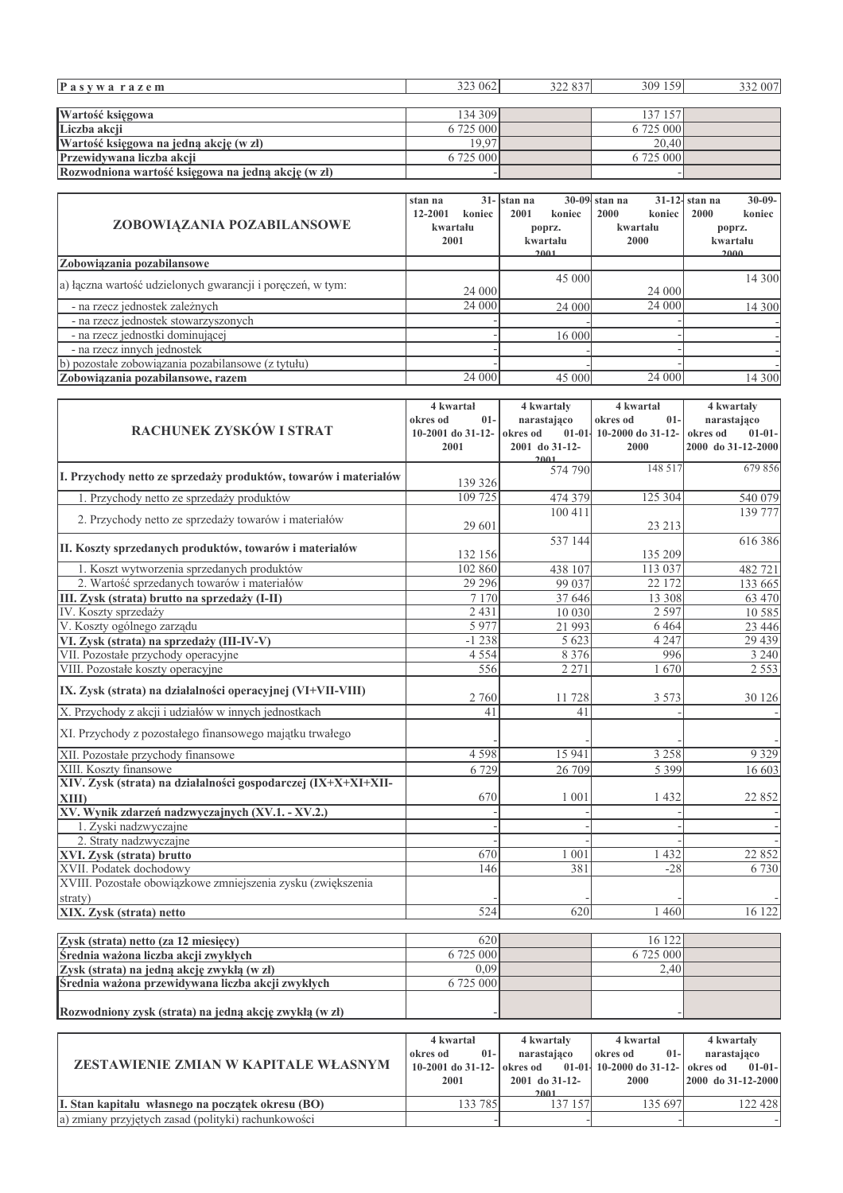| Pasywa razem | 323 062 | 322 837 | 309 159 | 332 007 |
|---|---|---|---|---|

| | | | | |
|---|---|---|---|---|
| Wartość księgowa | 134 309 | | 137 157 | |
| Liczba akcji | 6 725 000 | | 6 725 000 | |
| Wartość księgowa na jedną akcję (w zł) | 19,97 | | 20,40 | |
| Przewidywana liczba akcji | 6 725 000 | | 6 725 000 | |
| Rozwodniona wartość księgowa na jedną akcję (w zł) | - | | - | |

| ZOBOWIĄZANIA POZABILANSOWE | stan na 31-12-2001 koniec kwartału 2001 | stan na 30-09-2001 koniec poprz. kwartału 2001 | stan na 31-12-2000 koniec kwartału 2000 | stan na 30-09-2000 koniec poprz. kwartału 2000 |
|---|---|---|---|---|
| Zobowiązania pozabilansowe | | | | |
| a) łączna wartość udzielonych gwarancji i poręczeń, w tym: | 24 000 | 45 000 | 24 000 | 14 300 |
| - na rzecz jednostek zależnych | 24 000 | 24 000 | 24 000 | 14 300 |
| - na rzecz jednostek stowarzyszonych | - | - | - | - |
| - na rzecz jednostki dominującej | - | 16 000 | - | - |
| - na rzecz innych jednostek | - | - | - | - |
| b) pozostałe zobowiązania pozabilansowe (z tytułu) | - | - | - | - |
| Zobowiązania pozabilansowe, razem | 24 000 | 45 000 | 24 000 | 14 300 |

| RACHUNEK ZYSKÓW I STRAT | 4 kwartał okres od 01-10-2001 do 31-12-2001 | 4 kwartały narastająco okres od 01-01-2001 do 31-12-2001 | 4 kwartał okres od 01-10-2000 do 31-12-2000 | 4 kwartały narastająco okres od 01-01-2000 do 31-12-2000 |
|---|---|---|---|---|
| I. Przychody netto ze sprzedaży produktów, towarów i materiałów | 139 326 | 574 790 | 148 517 | 679 856 |
| 1. Przychody netto ze sprzedaży produktów | 109 725 | 474 379 | 125 304 | 540 079 |
| 2. Przychody netto ze sprzedaży towarów i materiałów | 29 601 | 100 411 | 23 213 | 139 777 |
| II. Koszty sprzedanych produktów, towarów i materiałów | 132 156 | 537 144 | 135 209 | 616 386 |
| 1. Koszt wytworzenia sprzedanych produktów | 102 860 | 438 107 | 113 037 | 482 721 |
| 2. Wartość sprzedanych towarów i materiałów | 29 296 | 99 037 | 22 172 | 133 665 |
| III. Zysk (strata) brutto na sprzedaży (I-II) | 7 170 | 37 646 | 13 308 | 63 470 |
| IV. Koszty sprzedaży | 2 431 | 10 030 | 2 597 | 10 585 |
| V. Koszty ogólnego zarządu | 5 977 | 21 993 | 6 464 | 23 446 |
| VI. Zysk (strata) na sprzedaży (III-IV-V) | -1 238 | 5 623 | 4 247 | 29 439 |
| VII. Pozostałe przychody operacyjne | 4 554 | 8 376 | 996 | 3 240 |
| VIII. Pozostałe koszty operacyjne | 556 | 2 271 | 1 670 | 2 553 |
| IX. Zysk (strata) na działalności operacyjnej (VI+VII-VIII) | 2 760 | 11 728 | 3 573 | 30 126 |
| X. Przychody z akcji i udziałów w innych jednostkach | 41 | 41 | - | - |
| XI. Przychody z pozostałego finansowego majątku trwałego | - | - | - | - |
| XII. Pozostałe przychody finansowe | 4 598 | 15 941 | 3 258 | 9 329 |
| XIII. Koszty finansowe | 6 729 | 26 709 | 5 399 | 16 603 |
| XIV. Zysk (strata) na działalności gospodarczej (IX+X+XI+XII-XIII) | 670 | 1 001 | 1 432 | 22 852 |
| XV. Wynik zdarzeń nadzwyczajnych (XV.1. - XV.2.) | - | - | - | - |
| 1. Zyski nadzwyczajne | - | - | - | - |
| 2. Straty nadzwyczajne | - | - | - | - |
| XVI. Zysk (strata) brutto | 670 | 1 001 | 1 432 | 22 852 |
| XVII. Podatek dochodowy | 146 | 381 | -28 | 6 730 |
| XVIII. Pozostałe obowiązkowe zmniejszenia zysku (zwiększenia straty) | - | - | - | - |
| XIX. Zysk (strata) netto | 524 | 620 | 1 460 | 16 122 |

| | | | | |
|---|---|---|---|---|
| Zysk (strata) netto (za 12 miesięcy) | 620 | | 16 122 | |
| Średnia ważona liczba akcji zwykłych | 6 725 000 | | 6 725 000 | |
| Zysk (strata) na jedną akcję zwykłą (w zł) | 0,09 | | 2,40 | |
| Średnia ważona przewidywana liczba akcji zwykłych | 6 725 000 | | | |
| Rozwodniony zysk (strata) na jedną akcję zwykłą (w zł) | - | | - | |

| ZESTAWIENIE ZMIAN W KAPITALE WŁASNYM | 4 kwartał okres od 01-10-2001 do 31-12-2001 | 4 kwartały narastająco okres od 01-01-2001 do 31-12-2001 | 4 kwartał okres od 01-10-2000 do 31-12-2000 | 4 kwartały narastająco okres od 01-01-2000 do 31-12-2000 |
|---|---|---|---|---|
| I. Stan kapitału własnego na początek okresu (BO) | 133 785 | 137 157 | 135 697 | 122 428 |
| a) zmiany przyjętych zasad (polityki) rachunkowości | - | - | - | - |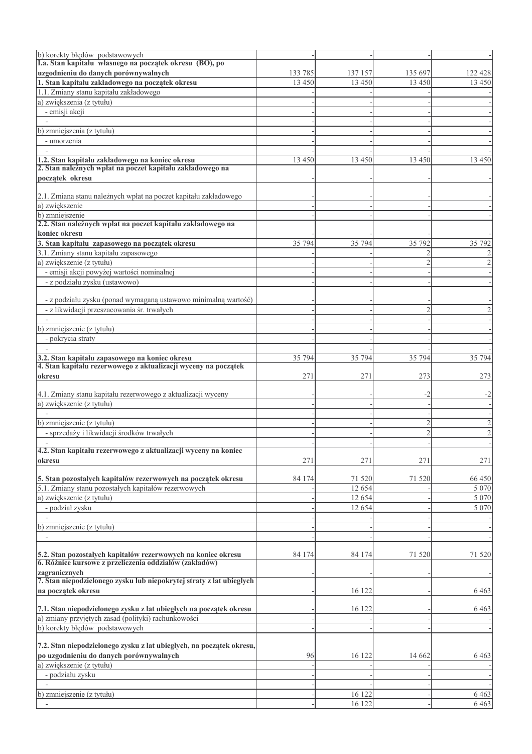| | | | | |
|---|---|---|---|---|
| b) korekty błędów podstawowych | - | - | - | - |
| **I.a. Stan kapitału własnego na początek okresu (BO), po uzgodnieniu do danych porównywalnych** | 133 785 | 137 157 | 135 697 | 122 428 |
| **1. Stan kapitału zakładowego na początek okresu** | 13 450 | 13 450 | 13 450 | 13 450 |
| 1.1. Zmiany stanu kapitału zakładowego | - | - | - | - |
| a) zwiększenia (z tytułu) | - | - | - | - |
| - emisji akcji | - | - | - | - |
| - | - | - | - | - |
| b) zmniejszenia (z tytułu) | - | - | - | - |
| - umorzenia | - | - | - | - |
| - | - | - | - | - |
| **1.2. Stan kapitału zakładowego na koniec okresu** | 13 450 | 13 450 | 13 450 | 13 450 |
| **2. Stan należnych wpłat na poczet kapitału zakładowego na początek okresu** | - | - | - | - |
| 2.1. Zmiana stanu należnych wpłat na poczet kapitału zakładowego | - | - | - | - |
| a) zwiększenie | - | - | - | - |
| b) zmniejszenie | - | - | - | - |
| **2.2. Stan należnych wpłat na poczet kapitału zakładowego na koniec okresu** | - | - | - | - |
| **3. Stan kapitału zapasowego na początek okresu** | 35 794 | 35 794 | 35 792 | 35 792 |
| 3.1. Zmiany stanu kapitału zapasowego | - | - | 2 | 2 |
| a) zwiększenie (z tytułu) | - | - | 2 | 2 |
| - emisji akcji powyżej wartości nominalnej | - | - | - | - |
| - z podziału zysku (ustawowo) | - | - | - | - |
| - z podziału zysku (ponad wymaganą ustawowo minimalną wartość) | - | - | - | - |
| - z likwidacji przeszacowania śr. trwałych | - | - | 2 | 2 |
| - | - | - | - | - |
| b) zmniejszenie (z tytułu) | - | - | - | - |
| - pokrycia straty | - | - | - | - |
| - | - | - | - | - |
| **3.2. Stan kapitału zapasowego na koniec okresu** | 35 794 | 35 794 | 35 794 | 35 794 |
| **4. Stan kapitału rezerwowego z aktualizacji wyceny na początek okresu** | 271 | 271 | 273 | 273 |
| 4.1. Zmiany stanu kapitału rezerwowego z aktualizacji wyceny | - | - | -2 | -2 |
| a) zwiększenie (z tytułu) | - | - | - | - |
| - | - | - | - | - |
| b) zmniejszenie (z tytułu) | - | - | 2 | 2 |
| - sprzedaży i likwidacji środków trwałych | - | - | 2 | 2 |
| - | - | - | - | - |
| **4.2. Stan kapitału rezerwowego z aktualizacji wyceny na koniec okresu** | 271 | 271 | 271 | 271 |
| **5. Stan pozostałych kapitałów rezerwowych na początek okresu** | 84 174 | 71 520 | 71 520 | 66 450 |
| 5.1. Zmiany stanu pozostałych kapitałów rezerwowych | - | 12 654 | - | 5 070 |
| a) zwiększenie (z tytułu) | - | 12 654 | - | 5 070 |
| - podział zysku | - | 12 654 | - | 5 070 |
| - | - | - | - | - |
| b) zmniejszenie (z tytułu) | - | - | - | - |
| - | - | - | - | - |
| **5.2. Stan pozostałych kapitałów rezerwowych na koniec okresu** | 84 174 | 84 174 | 71 520 | 71 520 |
| **6. Różnice kursowe z przeliczenia oddziałów (zakładów) zagranicznych** | - | - | - | - |
| **7. Stan niepodzielonego zysku lub niepokrytej straty z lat ubiegłych na początek okresu** | - | 16 122 | - | 6 463 |
| **7.1. Stan niepodzielonego zysku z lat ubiegłych na początek okresu** | - | 16 122 | - | 6 463 |
| a) zmiany przyjętych zasad (polityki) rachunkowości | - | - | - | - |
| b) korekty błędów podstawowych | - | - | - | - |
| **7.2. Stan niepodzielonego zysku z lat ubiegłych, na początek okresu, po uzgodnieniu do danych porównywalnych** | 96 | 16 122 | 14 662 | 6 463 |
| a) zwiększenie (z tytułu) | - | - | - | - |
| - podziału zysku | - | - | - | - |
| - | - | - | - | - |
| b) zmniejszenie (z tytułu) | - | 16 122 | - | 6 463 |
| - | - | 16 122 | - | 6 463 |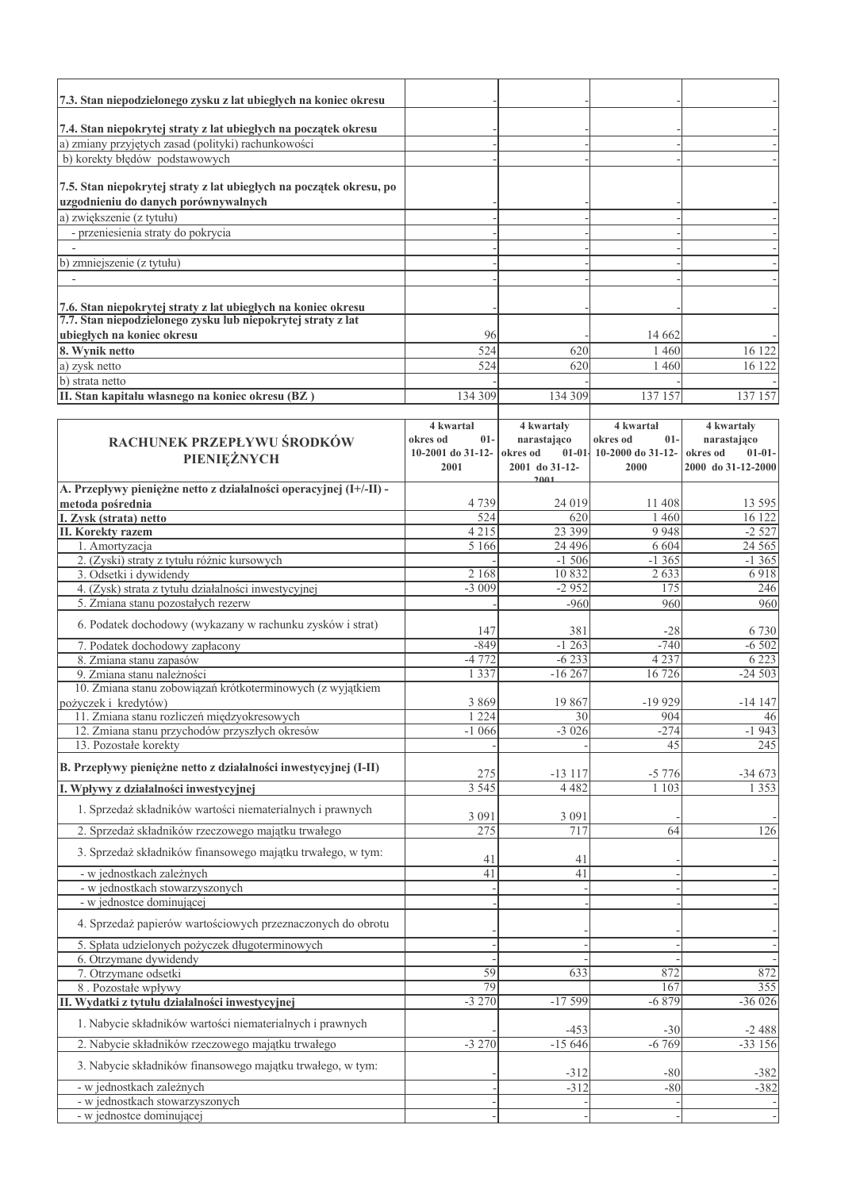| | | | | |
|---|---|---|---|---|
| **7.3. Stan niepodzielonego zysku z lat ubiegłych na koniec okresu** | - | - | - | - |
| **7.4. Stan niepokrytej straty z lat ubiegłych na początek okresu** | - | - | - | - |
| a) zmiany przyjętych zasad (polityki) rachunkowości | - | - | - | - |
| b) korekty błędów podstawowych | - | - | - | - |
| **7.5. Stan niepokrytej straty z lat ubiegłych na początek okresu, po uzgodnieniu do danych porównywalnych** | - | - | - | - |
| a) zwiększenie (z tytułu) | - | - | - | - |
| - przeniesienia straty do pokrycia | - | - | - | - |
| - | - | - | - | - |
| b) zmniejszenie (z tytułu) | - | - | - | - |
| - | - | - | - | - |
| **7.6. Stan niepokrytej straty z lat ubiegłych na koniec okresu** | - | - | - | - |
| **7.7. Stan niepodzielonego zysku lub niepokrytej straty z lat ubiegłych na koniec okresu** | 96 | - | 14 662 | - |
| **8. Wynik netto** | 524 | 620 | 1 460 | 16 122 |
| a) zysk netto | 524 | 620 | 1 460 | 16 122 |
| b) strata netto | - | - | - | - |
| **II. Stan kapitału własnego na koniec okresu (BZ )** | 134 309 | 134 309 | 137 157 | 137 157 |

| RACHUNEK PRZEPŁYWU ŚRODKÓW PIENIĘŻNYCH | 4 kwartał okres od 01-10-2001 do 31-12-2001 | 4 kwartały narastająco okres od 01-01-2001 do 31-12-2001 | 4 kwartał okres od 01-10-2000 do 31-12-2000 | 4 kwartały narastająco okres od 01-01-2000 do 31-12-2000 |
|---|---|---|---|---|
| **A. Przepływy pieniężne netto z działalności operacyjnej (I+/-II) - metoda pośrednia** | 4 739 | 24 019 | 11 408 | 13 595 |
| **I. Zysk (strata) netto** | 524 | 620 | 1 460 | 16 122 |
| **II. Korekty razem** | 4 215 | 23 399 | 9 948 | -2 527 |
| 1. Amortyzacja | 5 166 | 24 496 | 6 604 | 24 565 |
| 2. (Zyski) straty z tytułu różnic kursowych | - | -1 506 | -1 365 | -1 365 |
| 3. Odsetki i dywidendy | 2 168 | 10 832 | 2 633 | 6 918 |
| 4. (Zysk) strata z tytułu działalności inwestycyjnej | -3 009 | -2 952 | 175 | 246 |
| 5. Zmiana stanu pozostałych rezerw | - | -960 | 960 | 960 |
| 6. Podatek dochodowy (wykazany w rachunku zysków i strat) | 147 | 381 | -28 | 6 730 |
| 7. Podatek dochodowy zapłacony | -849 | -1 263 | -740 | -6 502 |
| 8. Zmiana stanu zapasów | -4 772 | -6 233 | 4 237 | 6 223 |
| 9. Zmiana stanu należności | 1 337 | -16 267 | 16 726 | -24 503 |
| 10. Zmiana stanu zobowiązań krótkoterminowych (z wyjątkiem pożyczek i kredytów) | 3 869 | 19 867 | -19 929 | -14 147 |
| 11. Zmiana stanu rozliczeń międzyokresowych | 1 224 | 30 | 904 | 46 |
| 12. Zmiana stanu przychodów przyszłych okresów | -1 066 | -3 026 | -274 | -1 943 |
| 13. Pozostałe korekty | - | - | 45 | 245 |
| **B. Przepływy pieniężne netto z działalności inwestycyjnej (I-II)** | 275 | -13 117 | -5 776 | -34 673 |
| **I. Wpływy z działalności inwestycyjnej** | 3 545 | 4 482 | 1 103 | 1 353 |
| 1. Sprzedaż składników wartości niematerialnych i prawnych | 3 091 | 3 091 | - | - |
| 2. Sprzedaż składników rzeczowego majątku trwałego | 275 | 717 | 64 | 126 |
| 3. Sprzedaż składników finansowego majątku trwałego, w tym: | 41 | 41 | - | - |
| - w jednostkach zależnych | 41 | 41 | - | - |
| - w jednostkach stowarzyszonych | - | - | - | - |
| - w jednostce dominującej | - | - | - | - |
| 4. Sprzedaż papierów wartościowych przeznaczonych do obrotu | - | - | - | - |
| 5. Spłata udzielonych pożyczek długoterminowych | - | - | - | - |
| 6. Otrzymane dywidendy | - | - | - | - |
| 7. Otrzymane odsetki | 59 | 633 | 872 | 872 |
| 8 . Pozostałe wpływy | 79 | | 167 | 355 |
| **II. Wydatki z tytułu działalności inwestycyjnej** | -3 270 | -17 599 | -6 879 | -36 026 |
| 1. Nabycie składników wartości niematerialnych i prawnych | - | -453 | -30 | -2 488 |
| 2. Nabycie składników rzeczowego majątku trwałego | -3 270 | -15 646 | -6 769 | -33 156 |
| 3. Nabycie składników finansowego majątku trwałego, w tym: | - | -312 | -80 | -382 |
| - w jednostkach zależnych | - | -312 | -80 | -382 |
| - w jednostkach stowarzyszonych | - | - | - | - |
| - w jednostce dominującej | - | - | - | - |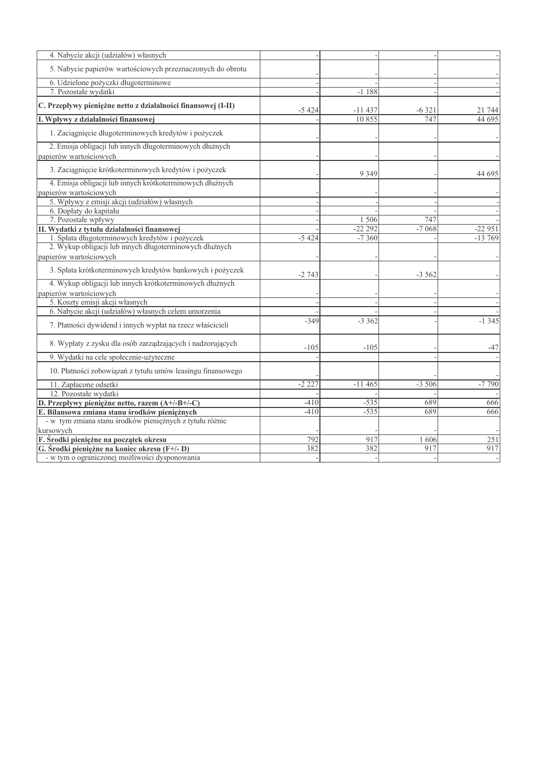| | | | | |
|---|---|---|---|---|
| 4. Nabycie akcji (udziałów) własnych | - | - | - | - |
| 5. Nabycie papierów wartościowych przeznaczonych do obrotu | - | - | - | - |
| 6. Udzielone pożyczki długoterminowe | - | - | - | - |
| 7. Pozostałe wydatki | - | -1 188 | - | - |
| **C. Przepływy pieniężne netto z działalności finansowej (I-II)** | -5 424 | -11 437 | -6 321 | 21 744 |
| **I. Wpływy z działalności finansowej** | - | 10 855 | 747 | 44 695 |
| 1. Zaciągnięcie długoterminowych kredytów i pożyczek | - | - | - | - |
| 2. Emisja obligacji lub innych długoterminowych dłużnych papierów wartościowych | - | - | - | - |
| 3. Zaciągnięcie krótkoterminowych kredytów i pożyczek | - | 9 349 | - | 44 695 |
| 4. Emisja obligacji lub innych krótkoterminowych dłużnych papierów wartościowych | - | - | - | - |
| 5. Wpływy z emisji akcji (udziałów) własnych | - | - | - | - |
| 6. Dopłaty do kapitału | - | - | - | - |
| 7. Pozostałe wpływy | - | 1 506 | 747 | - |
| **II. Wydatki z tytułu działalności finansowej** | - | -22 292 | -7 068 | -22 951 |
| 1. Spłata długoterminowych kredytów i pożyczek | -5 424 | -7 360 | - | -13 769 |
| 2. Wykup obligacji lub innych długoterminowych dłużnych papierów wartościowych | - | - | - | - |
| 3. Spłata krótkoterminowych kredytów bankowych i pożyczek | -2 743 | - | -3 562 | - |
| 4. Wykup obligacji lub innych krótkoterminowych dłużnych papierów wartościowych | - | - | - | - |
| 5. Koszty emisji akcji własnych | - | - | - | - |
| 6. Nabycie akcji (udziałów) własnych celem umorzenia | - | - | - | - |
| 7. Płatności dywidend i innych wypłat na rzecz właścicieli | -349 | -3 362 | - | -1 345 |
| 8. Wypłaty z zysku dla osób zarządzających i nadzorujących | -105 | -105 | - | -47 |
| 9. Wydatki na cele społecznie-użyteczne | - | | - | - |
| 10. Płatności zobowiązań z tytułu umów leasingu finansowego | | | - | - |
| 11. Zapłacone odsetki | -2 227 | -11 465 | -3 506 | -7 790 |
| 12. Pozostałe wydatki | - | - | - | - |
| **D. Przepływy pieniężne netto, razem (A+/-B+/-C)** | -410 | -535 | 689 | 666 |
| **E. Bilansowa zmiana stanu środków pieniężnych** | -410 | -535 | 689 | 666 |
| - w tym zmiana stanu środków pieniężnych z tytułu różnic kursowych | - | - | - | - |
| **F. Środki pieniężne na początek okresu** | 792 | 917 | 1 606 | 251 |
| **G. Środki pieniężne na koniec okresu (F+/- D)** | 382 | 382 | 917 | 917 |
| - w tym o ograniczonej możliwości dysponowania | - | - | - | - |